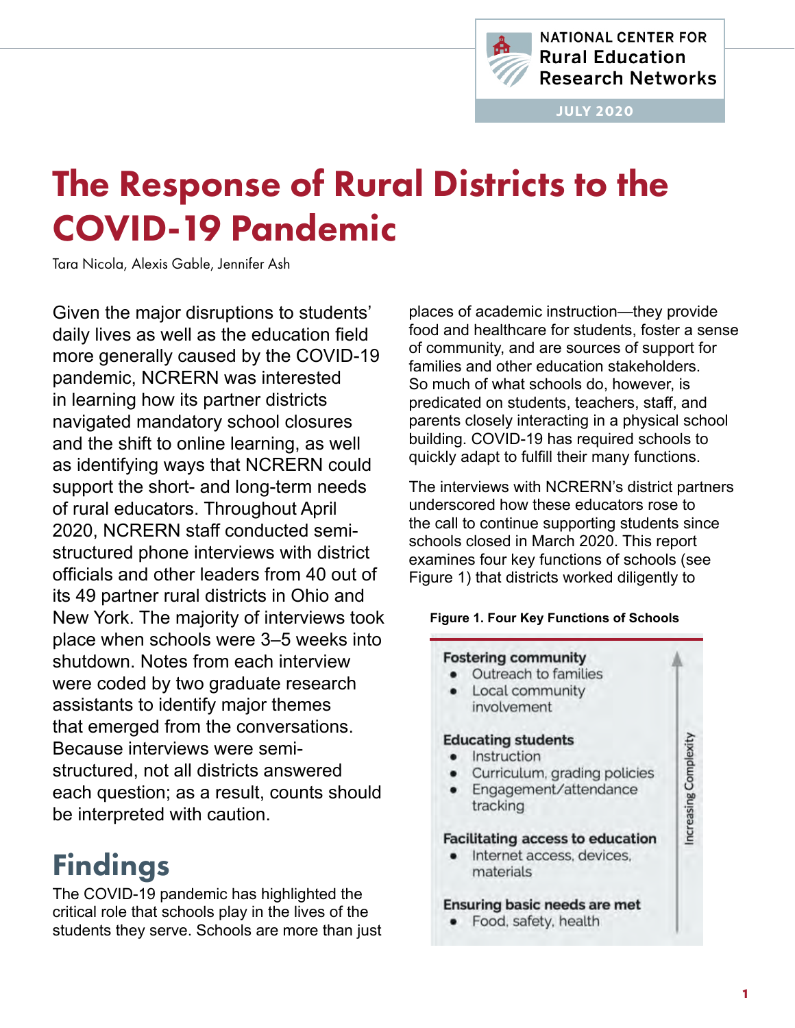NATIONAL CENTER FOR
Rural Education
Research Networks

JULY 2020

# The Response of Rural Districts to the COVID-19 Pandemic

Tara Nicola, Alexis Gable, Jennifer Ash

Given the major disruptions to students' daily lives as well as the education field more generally caused by the COVID-19 pandemic, NCRERN was interested in learning how its partner districts navigated mandatory school closures and the shift to online learning, as well as identifying ways that NCRERN could support the short- and long-term needs of rural educators. Throughout April 2020, NCRERN staff conducted semi-structured phone interviews with district officials and other leaders from 40 out of its 49 partner rural districts in Ohio and New York. The majority of interviews took place when schools were 3–5 weeks into shutdown. Notes from each interview were coded by two graduate research assistants to identify major themes that emerged from the conversations. Because interviews were semi-structured, not all districts answered each question; as a result, counts should be interpreted with caution.

## Findings

The COVID-19 pandemic has highlighted the critical role that schools play in the lives of the students they serve. Schools are more than just places of academic instruction—they provide food and healthcare for students, foster a sense of community, and are sources of support for families and other education stakeholders. So much of what schools do, however, is predicated on students, teachers, staff, and parents closely interacting in a physical school building. COVID-19 has required schools to quickly adapt to fulfill their many functions.

The interviews with NCRERN's district partners underscored how these educators rose to the call to continue supporting students since schools closed in March 2020. This report examines four key functions of schools (see Figure 1) that districts worked diligently to

**Figure 1. Four Key Functions of Schools**

**Fostering community**
- Outreach to families
- Local community involvement

**Educating students**
- Instruction
- Curriculum, grading policies
- Engagement/attendance tracking

**Facilitating access to education**
- Internet access, devices, materials

**Ensuring basic needs are met**
- Food, safety, health

↑ Increasing Complexity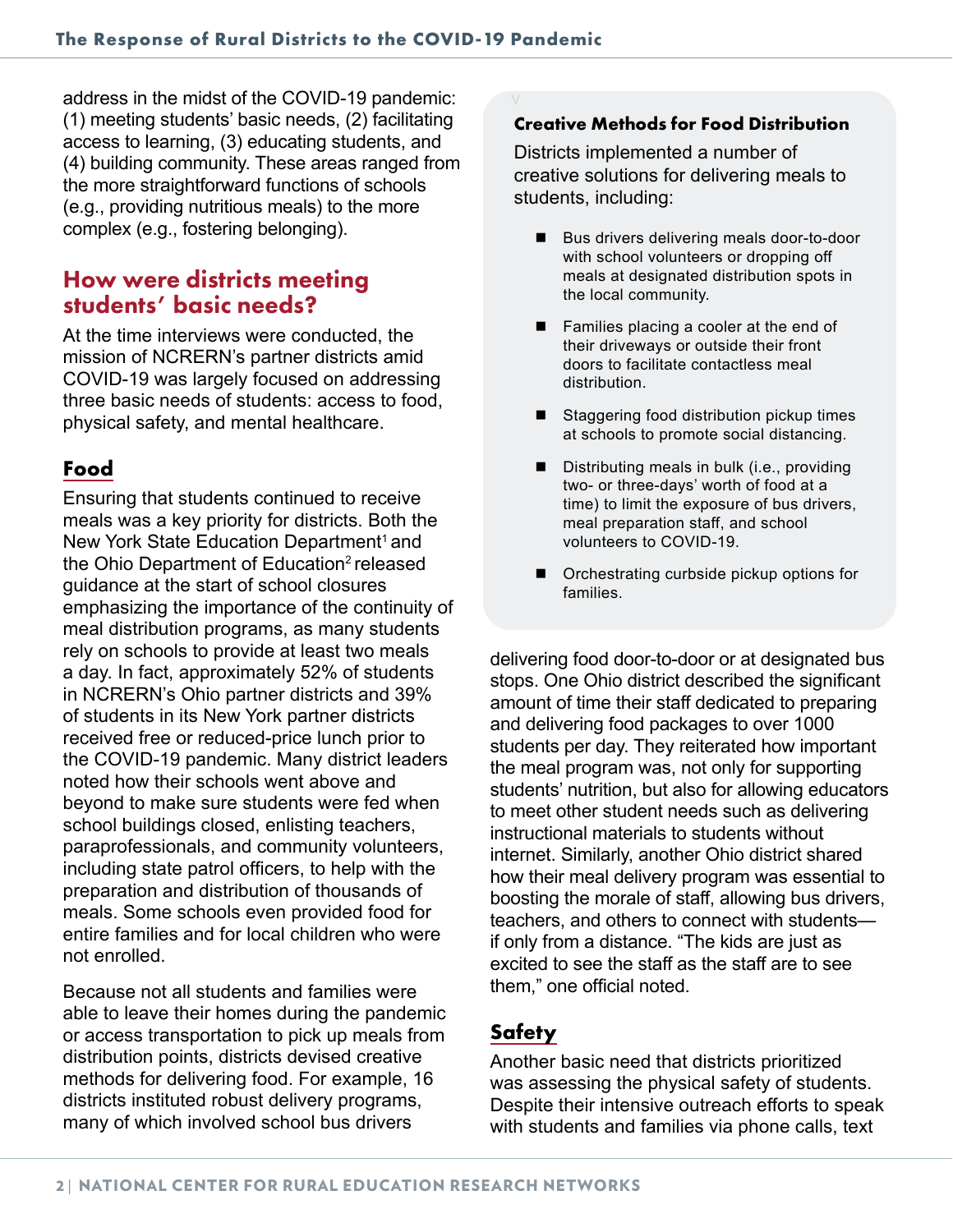address in the midst of the COVID-19 pandemic: (1) meeting students' basic needs, (2) facilitating access to learning, (3) educating students, and (4) building community. These areas ranged from the more straightforward functions of schools (e.g., providing nutritious meals) to the more complex (e.g., fostering belonging).

## How were districts meeting students' basic needs?

At the time interviews were conducted, the mission of NCRERN's partner districts amid COVID-19 was largely focused on addressing three basic needs of students: access to food, physical safety, and mental healthcare.

### Food

Ensuring that students continued to receive meals was a key priority for districts. Both the New York State Education Department[1] and the Ohio Department of Education[2] released guidance at the start of school closures emphasizing the importance of the continuity of meal distribution programs, as many students rely on schools to provide at least two meals a day. In fact, approximately 52% of students in NCRERN's Ohio partner districts and 39% of students in its New York partner districts received free or reduced-price lunch prior to the COVID-19 pandemic. Many district leaders noted how their schools went above and beyond to make sure students were fed when school buildings closed, enlisting teachers, paraprofessionals, and community volunteers, including state patrol officers, to help with the preparation and distribution of thousands of meals. Some schools even provided food for entire families and for local children who were not enrolled.

Because not all students and families were able to leave their homes during the pandemic or access transportation to pick up meals from distribution points, districts devised creative methods for delivering food. For example, 16 districts instituted robust delivery programs, many of which involved school bus drivers delivering food door-to-door or at designated bus stops. One Ohio district described the significant amount of time their staff dedicated to preparing and delivering food packages to over 1000 students per day. They reiterated how important the meal program was, not only for supporting students' nutrition, but also for allowing educators to meet other student needs such as delivering instructional materials to students without internet. Similarly, another Ohio district shared how their meal delivery program was essential to boosting the morale of staff, allowing bus drivers, teachers, and others to connect with students—if only from a distance. "The kids are just as excited to see the staff as the staff are to see them," one official noted.

> **Creative Methods for Food Distribution**
>
> Districts implemented a number of creative solutions for delivering meals to students, including:
>
> - Bus drivers delivering meals door-to-door with school volunteers or dropping off meals at designated distribution spots in the local community.
> - Families placing a cooler at the end of their driveways or outside their front doors to facilitate contactless meal distribution.
> - Staggering food distribution pickup times at schools to promote social distancing.
> - Distributing meals in bulk (i.e., providing two- or three-days' worth of food at a time) to limit the exposure of bus drivers, meal preparation staff, and school volunteers to COVID-19.
> - Orchestrating curbside pickup options for families.

### Safety

Another basic need that districts prioritized was assessing the physical safety of students. Despite their intensive outreach efforts to speak with students and families via phone calls, text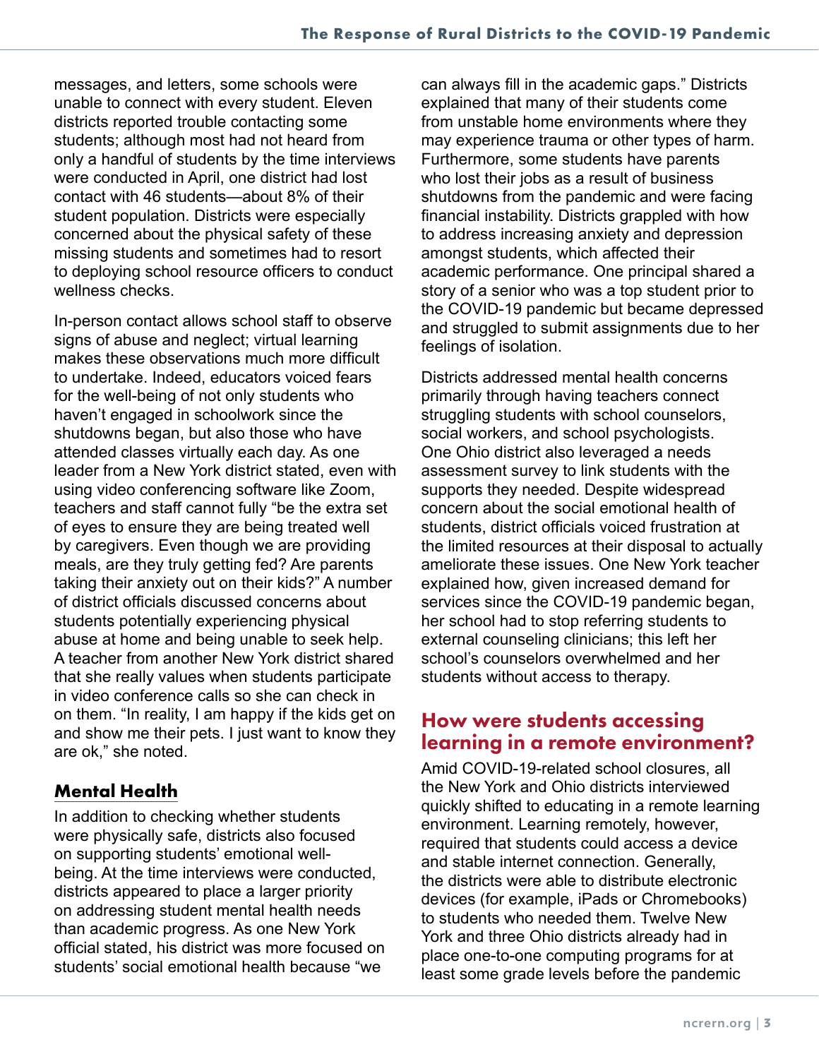messages, and letters, some schools were unable to connect with every student. Eleven districts reported trouble contacting some students; although most had not heard from only a handful of students by the time interviews were conducted in April, one district had lost contact with 46 students—about 8% of their student population. Districts were especially concerned about the physical safety of these missing students and sometimes had to resort to deploying school resource officers to conduct wellness checks.

In-person contact allows school staff to observe signs of abuse and neglect; virtual learning makes these observations much more difficult to undertake. Indeed, educators voiced fears for the well-being of not only students who haven't engaged in schoolwork since the shutdowns began, but also those who have attended classes virtually each day. As one leader from a New York district stated, even with using video conferencing software like Zoom, teachers and staff cannot fully "be the extra set of eyes to ensure they are being treated well by caregivers. Even though we are providing meals, are they truly getting fed? Are parents taking their anxiety out on their kids?" A number of district officials discussed concerns about students potentially experiencing physical abuse at home and being unable to seek help. A teacher from another New York district shared that she really values when students participate in video conference calls so she can check in on them. "In reality, I am happy if the kids get on and show me their pets. I just want to know they are ok," she noted.

### Mental Health

In addition to checking whether students were physically safe, districts also focused on supporting students' emotional well-being. At the time interviews were conducted, districts appeared to place a larger priority on addressing student mental health needs than academic progress. As one New York official stated, his district was more focused on students' social emotional health because "we can always fill in the academic gaps." Districts explained that many of their students come from unstable home environments where they may experience trauma or other types of harm. Furthermore, some students have parents who lost their jobs as a result of business shutdowns from the pandemic and were facing financial instability. Districts grappled with how to address increasing anxiety and depression amongst students, which affected their academic performance. One principal shared a story of a senior who was a top student prior to the COVID-19 pandemic but became depressed and struggled to submit assignments due to her feelings of isolation.

Districts addressed mental health concerns primarily through having teachers connect struggling students with school counselors, social workers, and school psychologists. One Ohio district also leveraged a needs assessment survey to link students with the supports they needed. Despite widespread concern about the social emotional health of students, district officials voiced frustration at the limited resources at their disposal to actually ameliorate these issues. One New York teacher explained how, given increased demand for services since the COVID-19 pandemic began, her school had to stop referring students to external counseling clinicians; this left her school's counselors overwhelmed and her students without access to therapy.

## How were students accessing learning in a remote environment?

Amid COVID-19-related school closures, all the New York and Ohio districts interviewed quickly shifted to educating in a remote learning environment. Learning remotely, however, required that students could access a device and stable internet connection. Generally, the districts were able to distribute electronic devices (for example, iPads or Chromebooks) to students who needed them. Twelve New York and three Ohio districts already had in place one-to-one computing programs for at least some grade levels before the pandemic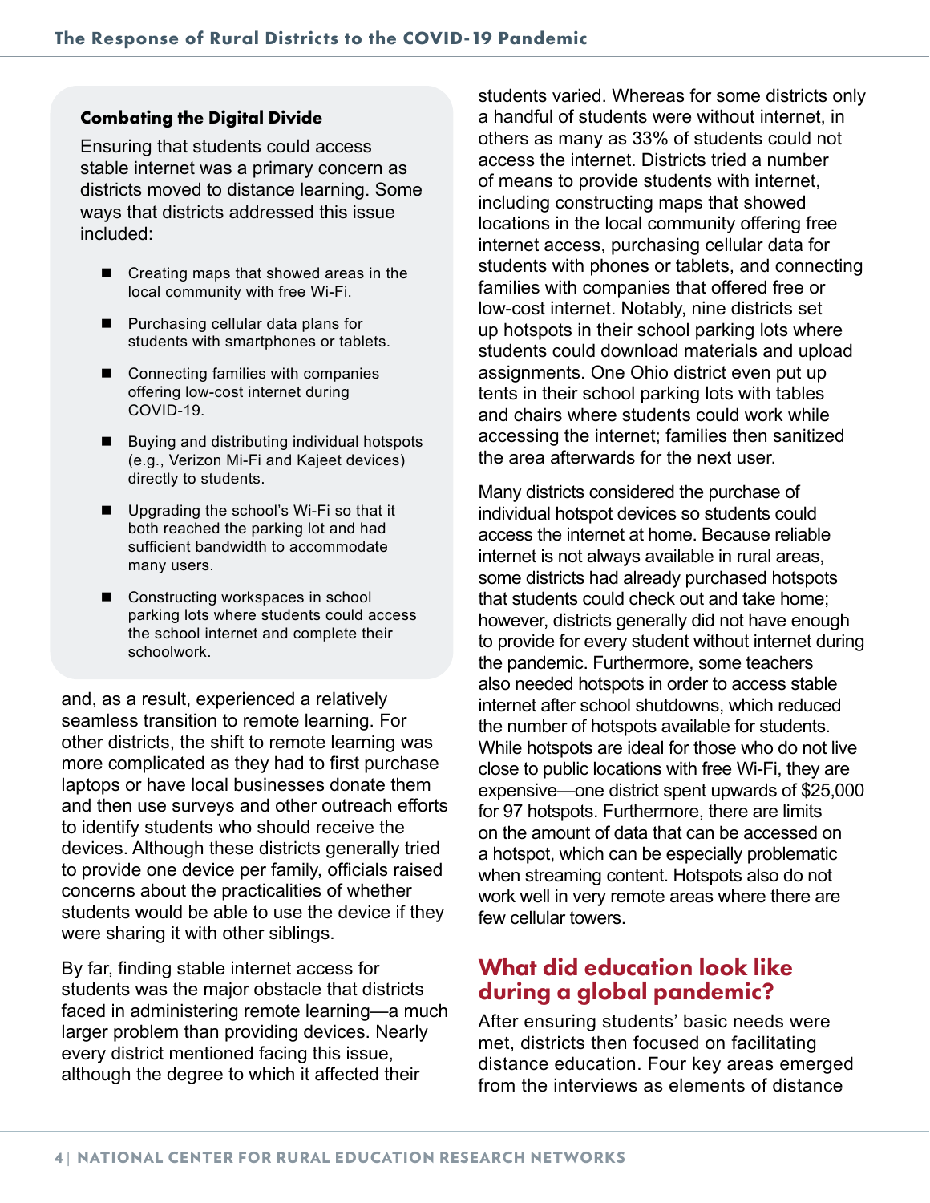### Combating the Digital Divide

Ensuring that students could access stable internet was a primary concern as districts moved to distance learning. Some ways that districts addressed this issue included:

- Creating maps that showed areas in the local community with free Wi-Fi.
- Purchasing cellular data plans for students with smartphones or tablets.
- Connecting families with companies offering low-cost internet during COVID-19.
- Buying and distributing individual hotspots (e.g., Verizon Mi-Fi and Kajeet devices) directly to students.
- Upgrading the school's Wi-Fi so that it both reached the parking lot and had sufficient bandwidth to accommodate many users.
- Constructing workspaces in school parking lots where students could access the school internet and complete their schoolwork.

and, as a result, experienced a relatively seamless transition to remote learning. For other districts, the shift to remote learning was more complicated as they had to first purchase laptops or have local businesses donate them and then use surveys and other outreach efforts to identify students who should receive the devices. Although these districts generally tried to provide one device per family, officials raised concerns about the practicalities of whether students would be able to use the device if they were sharing it with other siblings.

By far, finding stable internet access for students was the major obstacle that districts faced in administering remote learning—a much larger problem than providing devices. Nearly every district mentioned facing this issue, although the degree to which it affected their students varied. Whereas for some districts only a handful of students were without internet, in others as many as 33% of students could not access the internet. Districts tried a number of means to provide students with internet, including constructing maps that showed locations in the local community offering free internet access, purchasing cellular data for students with phones or tablets, and connecting families with companies that offered free or low-cost internet. Notably, nine districts set up hotspots in their school parking lots where students could download materials and upload assignments. One Ohio district even put up tents in their school parking lots with tables and chairs where students could work while accessing the internet; families then sanitized the area afterwards for the next user.

Many districts considered the purchase of individual hotspot devices so students could access the internet at home. Because reliable internet is not always available in rural areas, some districts had already purchased hotspots that students could check out and take home; however, districts generally did not have enough to provide for every student without internet during the pandemic. Furthermore, some teachers also needed hotspots in order to access stable internet after school shutdowns, which reduced the number of hotspots available for students. While hotspots are ideal for those who do not live close to public locations with free Wi-Fi, they are expensive—one district spent upwards of $25,000 for 97 hotspots. Furthermore, there are limits on the amount of data that can be accessed on a hotspot, which can be especially problematic when streaming content. Hotspots also do not work well in very remote areas where there are few cellular towers.

## What did education look like during a global pandemic?

After ensuring students' basic needs were met, districts then focused on facilitating distance education. Four key areas emerged from the interviews as elements of distance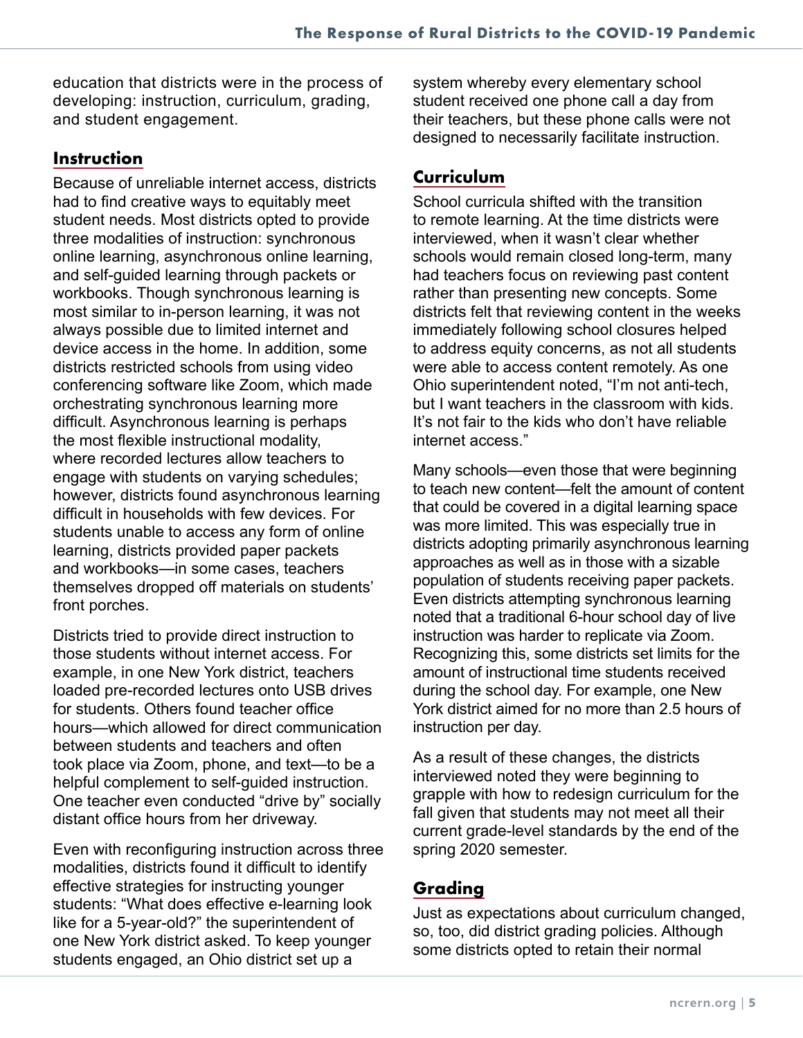education that districts were in the process of developing: instruction, curriculum, grading, and student engagement.

## Instruction

Because of unreliable internet access, districts had to find creative ways to equitably meet student needs. Most districts opted to provide three modalities of instruction: synchronous online learning, asynchronous online learning, and self-guided learning through packets or workbooks. Though synchronous learning is most similar to in-person learning, it was not always possible due to limited internet and device access in the home. In addition, some districts restricted schools from using video conferencing software like Zoom, which made orchestrating synchronous learning more difficult. Asynchronous learning is perhaps the most flexible instructional modality, where recorded lectures allow teachers to engage with students on varying schedules; however, districts found asynchronous learning difficult in households with few devices. For students unable to access any form of online learning, districts provided paper packets and workbooks—in some cases, teachers themselves dropped off materials on students' front porches.

Districts tried to provide direct instruction to those students without internet access. For example, in one New York district, teachers loaded pre-recorded lectures onto USB drives for students. Others found teacher office hours—which allowed for direct communication between students and teachers and often took place via Zoom, phone, and text—to be a helpful complement to self-guided instruction. One teacher even conducted "drive by" socially distant office hours from her driveway.

Even with reconfiguring instruction across three modalities, districts found it difficult to identify effective strategies for instructing younger students: "What does effective e-learning look like for a 5-year-old?" the superintendent of one New York district asked. To keep younger students engaged, an Ohio district set up a system whereby every elementary school student received one phone call a day from their teachers, but these phone calls were not designed to necessarily facilitate instruction.

## Curriculum

School curricula shifted with the transition to remote learning. At the time districts were interviewed, when it wasn't clear whether schools would remain closed long-term, many had teachers focus on reviewing past content rather than presenting new concepts. Some districts felt that reviewing content in the weeks immediately following school closures helped to address equity concerns, as not all students were able to access content remotely. As one Ohio superintendent noted, "I'm not anti-tech, but I want teachers in the classroom with kids. It's not fair to the kids who don't have reliable internet access."

Many schools—even those that were beginning to teach new content—felt the amount of content that could be covered in a digital learning space was more limited. This was especially true in districts adopting primarily asynchronous learning approaches as well as in those with a sizable population of students receiving paper packets. Even districts attempting synchronous learning noted that a traditional 6-hour school day of live instruction was harder to replicate via Zoom. Recognizing this, some districts set limits for the amount of instructional time students received during the school day. For example, one New York district aimed for no more than 2.5 hours of instruction per day.

As a result of these changes, the districts interviewed noted they were beginning to grapple with how to redesign curriculum for the fall given that students may not meet all their current grade-level standards by the end of the spring 2020 semester.

## Grading

Just as expectations about curriculum changed, so, too, did district grading policies. Although some districts opted to retain their normal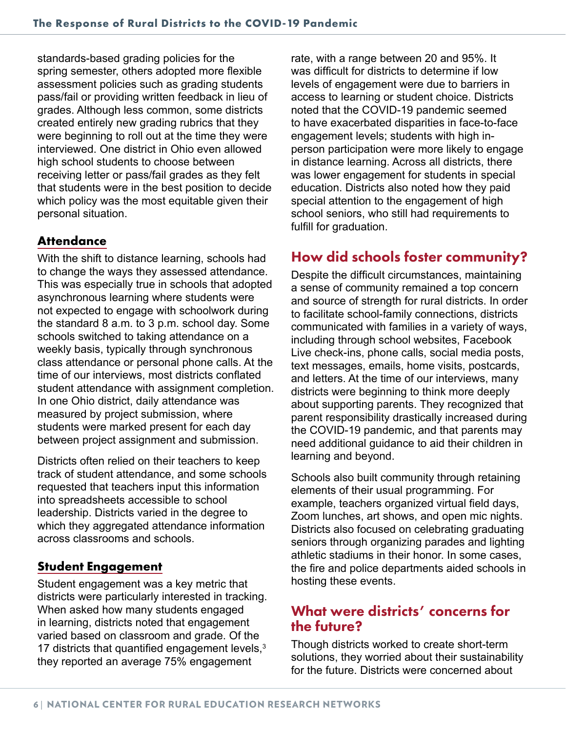standards-based grading policies for the spring semester, others adopted more flexible assessment policies such as grading students pass/fail or providing written feedback in lieu of grades. Although less common, some districts created entirely new grading rubrics that they were beginning to roll out at the time they were interviewed. One district in Ohio even allowed high school students to choose between receiving letter or pass/fail grades as they felt that students were in the best position to decide which policy was the most equitable given their personal situation.

### Attendance

With the shift to distance learning, schools had to change the ways they assessed attendance. This was especially true in schools that adopted asynchronous learning where students were not expected to engage with schoolwork during the standard 8 a.m. to 3 p.m. school day. Some schools switched to taking attendance on a weekly basis, typically through synchronous class attendance or personal phone calls. At the time of our interviews, most districts conflated student attendance with assignment completion. In one Ohio district, daily attendance was measured by project submission, where students were marked present for each day between project assignment and submission.

Districts often relied on their teachers to keep track of student attendance, and some schools requested that teachers input this information into spreadsheets accessible to school leadership. Districts varied in the degree to which they aggregated attendance information across classrooms and schools.

### Student Engagement

Student engagement was a key metric that districts were particularly interested in tracking. When asked how many students engaged in learning, districts noted that engagement varied based on classroom and grade. Of the 17 districts that quantified engagement levels,[3] they reported an average 75% engagement rate, with a range between 20 and 95%. It was difficult for districts to determine if low levels of engagement were due to barriers in access to learning or student choice. Districts noted that the COVID-19 pandemic seemed to have exacerbated disparities in face-to-face engagement levels; students with high in-person participation were more likely to engage in distance learning. Across all districts, there was lower engagement for students in special education. Districts also noted how they paid special attention to the engagement of high school seniors, who still had requirements to fulfill for graduation.

## How did schools foster community?

Despite the difficult circumstances, maintaining a sense of community remained a top concern and source of strength for rural districts. In order to facilitate school-family connections, districts communicated with families in a variety of ways, including through school websites, Facebook Live check-ins, phone calls, social media posts, text messages, emails, home visits, postcards, and letters. At the time of our interviews, many districts were beginning to think more deeply about supporting parents. They recognized that parent responsibility drastically increased during the COVID-19 pandemic, and that parents may need additional guidance to aid their children in learning and beyond.

Schools also built community through retaining elements of their usual programming. For example, teachers organized virtual field days, Zoom lunches, art shows, and open mic nights. Districts also focused on celebrating graduating seniors through organizing parades and lighting athletic stadiums in their honor. In some cases, the fire and police departments aided schools in hosting these events.

## What were districts' concerns for the future?

Though districts worked to create short-term solutions, they worried about their sustainability for the future. Districts were concerned about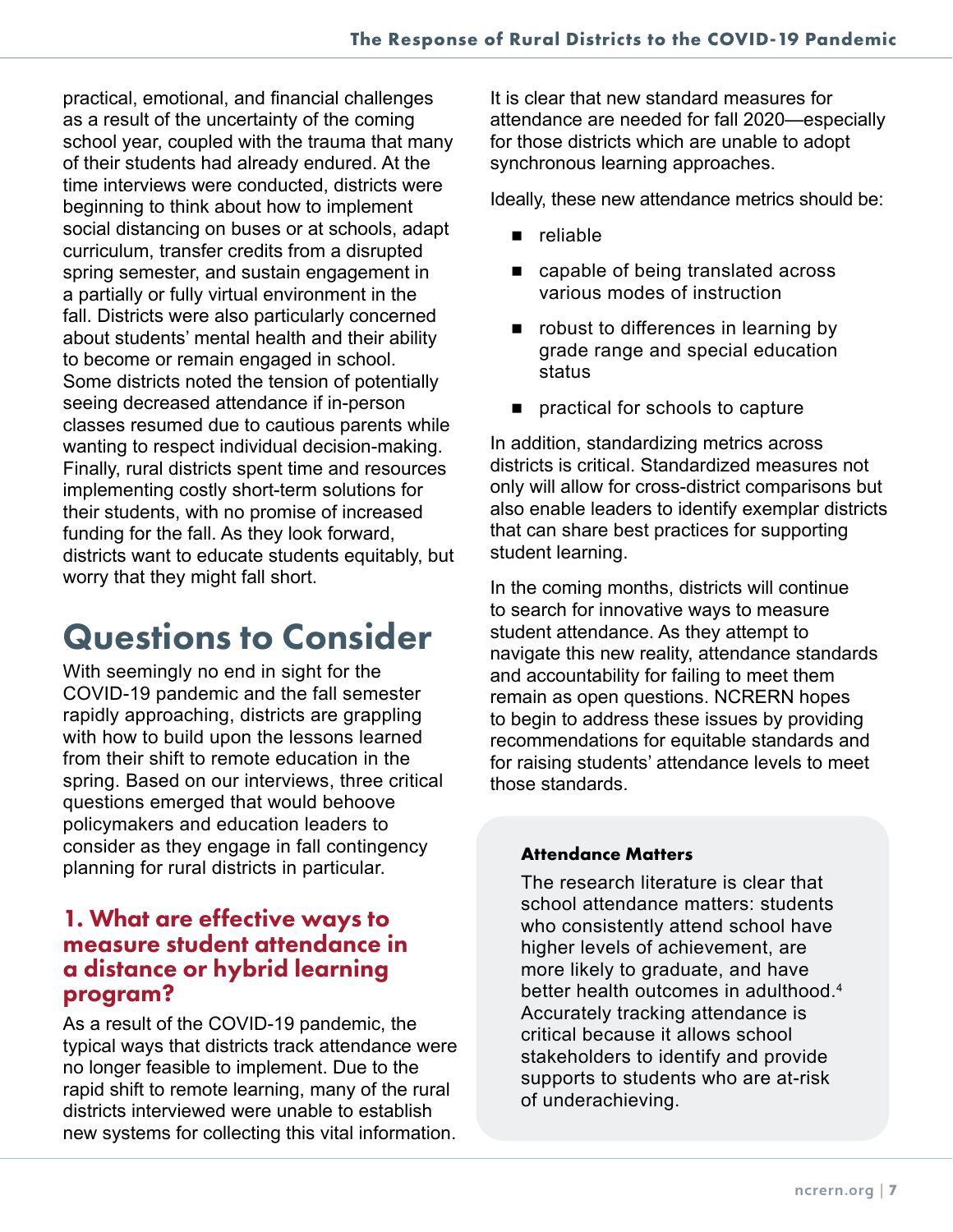practical, emotional, and financial challenges as a result of the uncertainty of the coming school year, coupled with the trauma that many of their students had already endured. At the time interviews were conducted, districts were beginning to think about how to implement social distancing on buses or at schools, adapt curriculum, transfer credits from a disrupted spring semester, and sustain engagement in a partially or fully virtual environment in the fall. Districts were also particularly concerned about students' mental health and their ability to become or remain engaged in school. Some districts noted the tension of potentially seeing decreased attendance if in-person classes resumed due to cautious parents while wanting to respect individual decision-making. Finally, rural districts spent time and resources implementing costly short-term solutions for their students, with no promise of increased funding for the fall. As they look forward, districts want to educate students equitably, but worry that they might fall short.

# Questions to Consider

With seemingly no end in sight for the COVID-19 pandemic and the fall semester rapidly approaching, districts are grappling with how to build upon the lessons learned from their shift to remote education in the spring. Based on our interviews, three critical questions emerged that would behoove policymakers and education leaders to consider as they engage in fall contingency planning for rural districts in particular.

## 1. What are effective ways to measure student attendance in a distance or hybrid learning program?

As a result of the COVID-19 pandemic, the typical ways that districts track attendance were no longer feasible to implement. Due to the rapid shift to remote learning, many of the rural districts interviewed were unable to establish new systems for collecting this vital information.

It is clear that new standard measures for attendance are needed for fall 2020—especially for those districts which are unable to adopt synchronous learning approaches.

Ideally, these new attendance metrics should be:

- reliable
- capable of being translated across various modes of instruction
- robust to differences in learning by grade range and special education status
- practical for schools to capture

In addition, standardizing metrics across districts is critical. Standardized measures not only will allow for cross-district comparisons but also enable leaders to identify exemplar districts that can share best practices for supporting student learning.

In the coming months, districts will continue to search for innovative ways to measure student attendance. As they attempt to navigate this new reality, attendance standards and accountability for failing to meet them remain as open questions. NCRERN hopes to begin to address these issues by providing recommendations for equitable standards and for raising students' attendance levels to meet those standards.

**Attendance Matters**

The research literature is clear that school attendance matters: students who consistently attend school have higher levels of achievement, are more likely to graduate, and have better health outcomes in adulthood.[4] Accurately tracking attendance is critical because it allows school stakeholders to identify and provide supports to students who are at-risk of underachieving.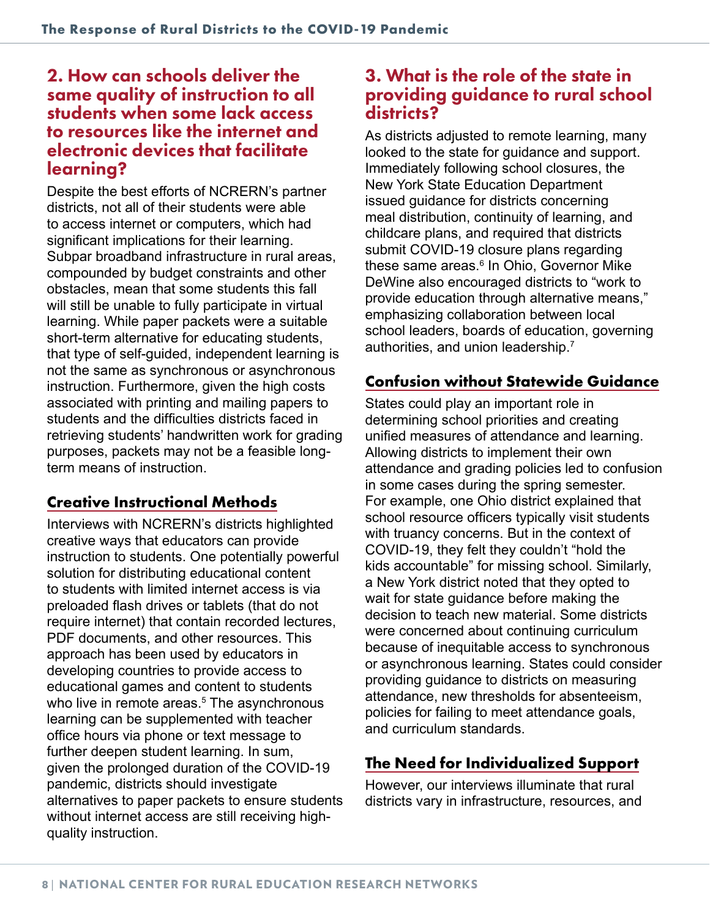## 2. How can schools deliver the same quality of instruction to all students when some lack access to resources like the internet and electronic devices that facilitate learning?

Despite the best efforts of NCRERN's partner districts, not all of their students were able to access internet or computers, which had significant implications for their learning. Subpar broadband infrastructure in rural areas, compounded by budget constraints and other obstacles, mean that some students this fall will still be unable to fully participate in virtual learning. While paper packets were a suitable short-term alternative for educating students, that type of self-guided, independent learning is not the same as synchronous or asynchronous instruction. Furthermore, given the high costs associated with printing and mailing papers to students and the difficulties districts faced in retrieving students' handwritten work for grading purposes, packets may not be a feasible long-term means of instruction.

### Creative Instructional Methods

Interviews with NCRERN's districts highlighted creative ways that educators can provide instruction to students. One potentially powerful solution for distributing educational content to students with limited internet access is via preloaded flash drives or tablets (that do not require internet) that contain recorded lectures, PDF documents, and other resources. This approach has been used by educators in developing countries to provide access to educational games and content to students who live in remote areas.[5] The asynchronous learning can be supplemented with teacher office hours via phone or text message to further deepen student learning. In sum, given the prolonged duration of the COVID-19 pandemic, districts should investigate alternatives to paper packets to ensure students without internet access are still receiving high-quality instruction.

## 3. What is the role of the state in providing guidance to rural school districts?

As districts adjusted to remote learning, many looked to the state for guidance and support. Immediately following school closures, the New York State Education Department issued guidance for districts concerning meal distribution, continuity of learning, and childcare plans, and required that districts submit COVID-19 closure plans regarding these same areas.[6] In Ohio, Governor Mike DeWine also encouraged districts to "work to provide education through alternative means," emphasizing collaboration between local school leaders, boards of education, governing authorities, and union leadership.[7]

### Confusion without Statewide Guidance

States could play an important role in determining school priorities and creating unified measures of attendance and learning. Allowing districts to implement their own attendance and grading policies led to confusion in some cases during the spring semester. For example, one Ohio district explained that school resource officers typically visit students with truancy concerns. But in the context of COVID-19, they felt they couldn't "hold the kids accountable" for missing school. Similarly, a New York district noted that they opted to wait for state guidance before making the decision to teach new material. Some districts were concerned about continuing curriculum because of inequitable access to synchronous or asynchronous learning. States could consider providing guidance to districts on measuring attendance, new thresholds for absenteeism, policies for failing to meet attendance goals, and curriculum standards.

### The Need for Individualized Support

However, our interviews illuminate that rural districts vary in infrastructure, resources, and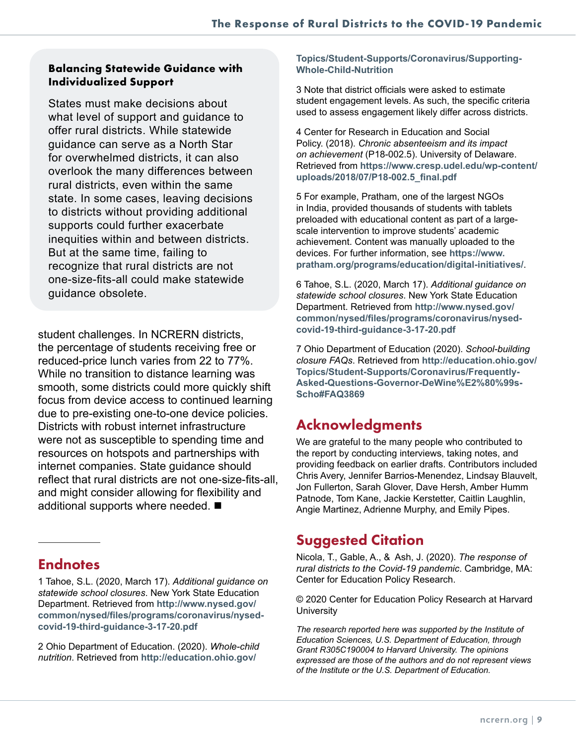### Balancing Statewide Guidance with Individualized Support

States must make decisions about what level of support and guidance to offer rural districts. While statewide guidance can serve as a North Star for overwhelmed districts, it can also overlook the many differences between rural districts, even within the same state. In some cases, leaving decisions to districts without providing additional supports could further exacerbate inequities within and between districts. But at the same time, failing to recognize that rural districts are not one-size-fits-all could make statewide guidance obsolete.

student challenges. In NCRERN districts, the percentage of students receiving free or reduced-price lunch varies from 22 to 77%. While no transition to distance learning was smooth, some districts could more quickly shift focus from device access to continued learning due to pre-existing one-to-one device policies. Districts with robust internet infrastructure were not as susceptible to spending time and resources on hotspots and partnerships with internet companies. State guidance should reflect that rural districts are not one-size-fits-all, and might consider allowing for flexibility and additional supports where needed. ■

## Endnotes

1 Tahoe, S.L. (2020, March 17). *Additional guidance on statewide school closures*. New York State Education Department. Retrieved from **http://www.nysed.gov/common/nysed/files/programs/coronavirus/nysed-covid-19-third-guidance-3-17-20.pdf**

2 Ohio Department of Education. (2020). *Whole-child nutrition*. Retrieved from **http://education.ohio.gov/Topics/Student-Supports/Coronavirus/Supporting-Whole-Child-Nutrition**

3 Note that district officials were asked to estimate student engagement levels. As such, the specific criteria used to assess engagement likely differ across districts.

4 Center for Research in Education and Social Policy. (2018). *Chronic absenteeism and its impact on achievement* (P18-002.5). University of Delaware. Retrieved from **https://www.cresp.udel.edu/wp-content/uploads/2018/07/P18-002.5_final.pdf**

5 For example, Pratham, one of the largest NGOs in India, provided thousands of students with tablets preloaded with educational content as part of a large-scale intervention to improve students' academic achievement. Content was manually uploaded to the devices. For further information, see **https://www.pratham.org/programs/education/digital-initiatives/**.

6 Tahoe, S.L. (2020, March 17). *Additional guidance on statewide school closures*. New York State Education Department. Retrieved from **http://www.nysed.gov/common/nysed/files/programs/coronavirus/nysed-covid-19-third-guidance-3-17-20.pdf**

7 Ohio Department of Education (2020). *School-building closure FAQs*. Retrieved from **http://education.ohio.gov/Topics/Student-Supports/Coronavirus/Frequently-Asked-Questions-Governor-DeWine%E2%80%99s-Scho#FAQ3869**

## Acknowledgments

We are grateful to the many people who contributed to the report by conducting interviews, taking notes, and providing feedback on earlier drafts. Contributors included Chris Avery, Jennifer Barrios-Menendez, Lindsay Blauvelt, Jon Fullerton, Sarah Glover, Dave Hersh, Amber Humm Patnode, Tom Kane, Jackie Kerstetter, Caitlin Laughlin, Angie Martinez, Adrienne Murphy, and Emily Pipes.

## Suggested Citation

Nicola, T., Gable, A., & Ash, J. (2020). *The response of rural districts to the Covid-19 pandemic*. Cambridge, MA: Center for Education Policy Research.

© 2020 Center for Education Policy Research at Harvard University

*The research reported here was supported by the Institute of Education Sciences, U.S. Department of Education, through Grant R305C190004 to Harvard University. The opinions expressed are those of the authors and do not represent views of the Institute or the U.S. Department of Education.*